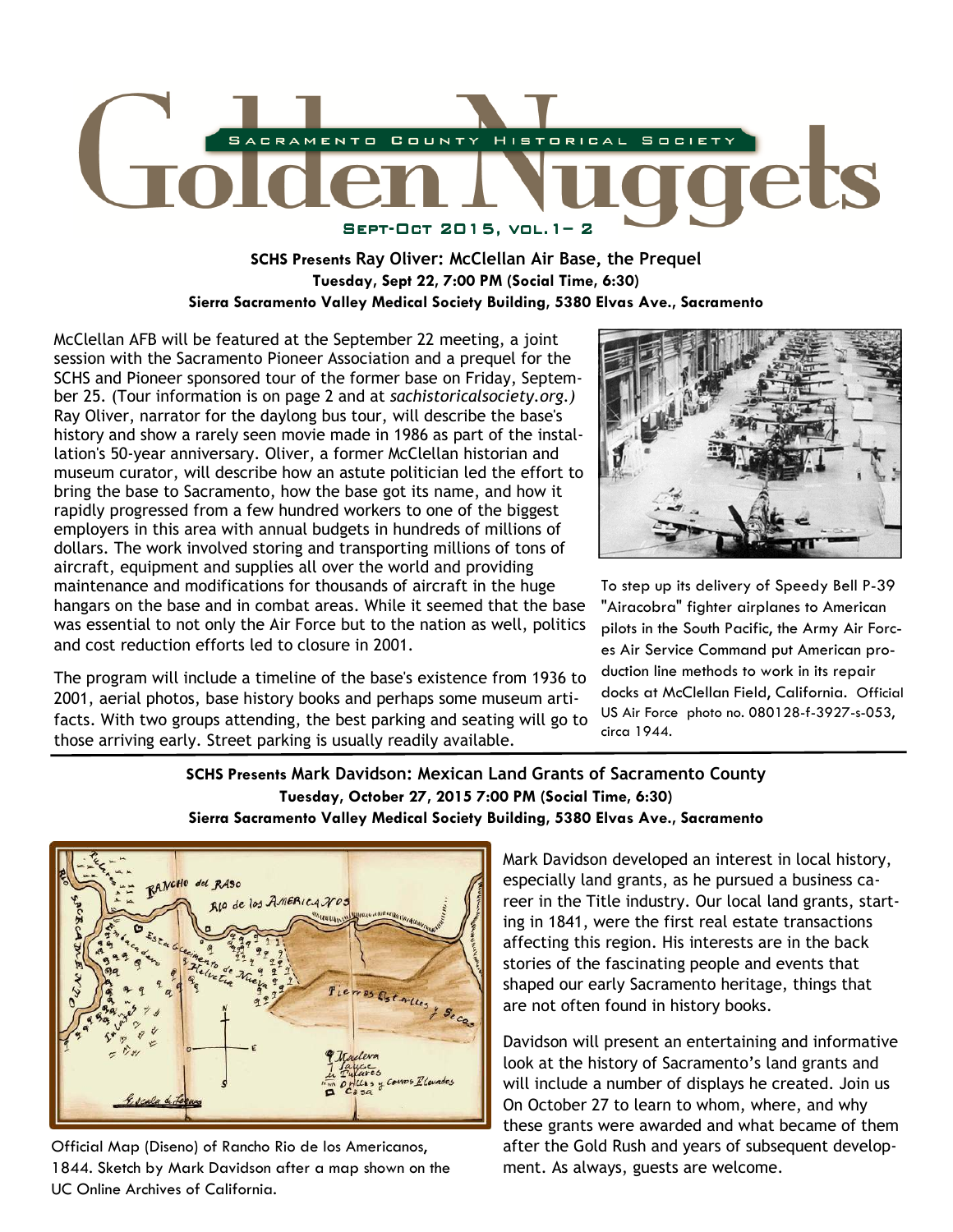# Golden Nuggets

SACRAMENTO COUNTY HISTORICAL SOCIETY

SEPT-OCT 2015, VOL. 1– 2

## SCHS Presents Ray Oliver: McClellan Air Base, the Prequel

**Tuesday, Sept 22, 7:00 PM (Social Time, 6:30)**

**Sierra Sacramento Valley Medical Society Building, 5380 Elvas Ave., Sacramento**

McClellan AFB will be featured at the September 22 meeting, a joint session with the Sacramento Pioneer Association and a prequel for the SCHS and Pioneer sponsored tour of the former base on Friday, September 25. (Tour information is on page 2 and at *sachistoricalsociety.org.)* Ray Oliver, narrator for the daylong bus tour, will describe the base's history and show a rarely seen movie made in 1986 as part of the installation's 50-year anniversary. Oliver, a former McClellan historian and museum curator, will describe how an astute politician led the effort to bring the base to Sacramento, how the base got its name, and how it rapidly progressed from a few hundred workers to one of the biggest employers in this area with annual budgets in hundreds of millions of dollars. The work involved storing and transporting millions of tons of aircraft, equipment and supplies all over the world and providing maintenance and modifications for thousands of aircraft in the huge hangars on the base and in combat areas. While it seemed that the base was essential to not only the Air Force but to the nation as well, politics and cost reduction efforts led to closure in 2001.

The program will include a timeline of the base's existence from 1936 to 2001, aerial photos, base history books and perhaps some museum artifacts. With two groups attending, the best parking and seating will go to those arriving early. Street parking is usually readily available.

To step up its delivery of Speedy Bell P-39 "Airacobra" fighter airplanes to American pilots in the South Pacific, the Army Air Forces Air Service Command put American production line methods to work in its repair docks at McClellan Field, California. Official US Air Force photo no. 080128-f-3927-s-053, circa 1944.

## SCHS Presents Mark Davidson: Mexican Land Grants of Sacramento County

**Tuesday, October 27, 2015 7:00 PM (Social Time, 6:30)**

**Sierra Sacramento Valley Medical Society Building, 5380 Elvas Ave., Sacramento**

Official Map (Diseno) of Rancho Rio de los Americanos, 1844. Sketch by Mark Davidson after a map shown on the UC Online Archives of California.

Mark Davidson developed an interest in local history, especially land grants, as he pursued a business career in the Title industry. Our local land grants, starting in 1841, were the first real estate transactions affecting this region. His interests are in the back stories of the fascinating people and events that shaped our early Sacramento heritage, things that are not often found in history books.

Davidson will present an entertaining and informative look at the history of Sacramento's land grants and will include a number of displays he created. Join us On October 27 to learn to whom, where, and why these grants were awarded and what became of them after the Gold Rush and years of subsequent development. As always, guests are welcome.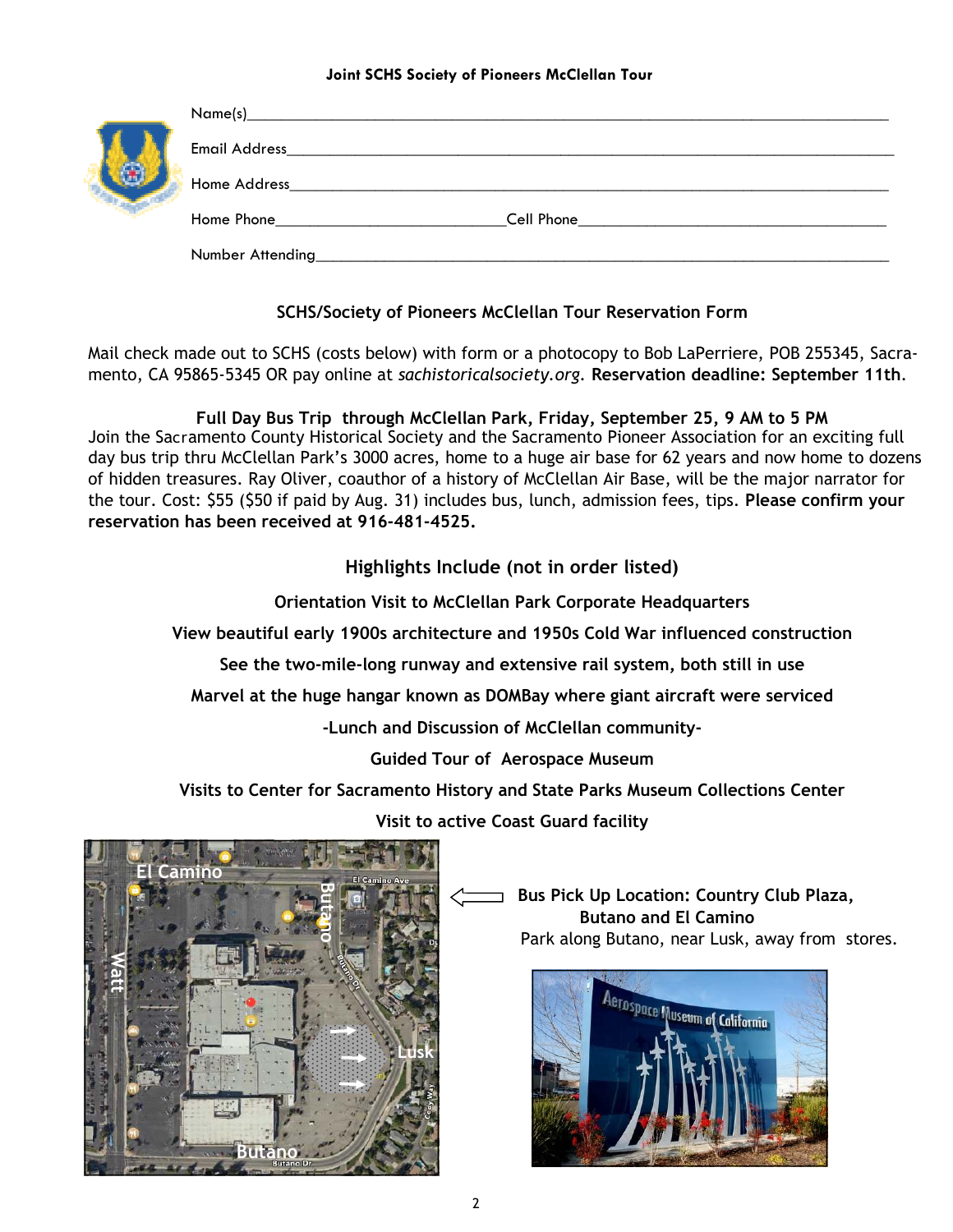**Joint SCHS Society of Pioneers McClellan Tour**

Name(s)______________________________________________________________________

Email Address_________________________________________________________________

Home Address_________________________________________________________________

Home Phone__________________________ Cell Phone_____________________________________

Number Attending______________________________________________________________

## SCHS/Society of Pioneers McClellan Tour Reservation Form

Mail check made out to SCHS (costs below) with form or a photocopy to Bob LaPerriere, POB 255345, Sacramento, CA 95865-5345 OR pay online at *sachistoricalsociety.org*. **Reservation deadline: September 11th**.

**Full Day Bus Trip through McClellan Park, Friday, September 25, 9 AM to 5 PM**

Join the Sacramento County Historical Society and the Sacramento Pioneer Association for an exciting full day bus trip thru McClellan Park's 3000 acres, home to a huge air base for 62 years and now home to dozens of hidden treasures. Ray Oliver, coauthor of a history of McClellan Air Base, will be the major narrator for the tour. Cost: $55 ($50 if paid by Aug. 31) includes bus, lunch, admission fees, tips. **Please confirm your reservation has been received at 916-481-4525.**

### Highlights Include (not in order listed)

**Orientation Visit to McClellan Park Corporate Headquarters**

**View beautiful early 1900s architecture and 1950s Cold War influenced construction**

**See the two-mile-long runway and extensive rail system, both still in use**

**Marvel at the huge hangar known as DOMBay where giant aircraft were serviced**

**-Lunch and Discussion of McClellan community-**

**Guided Tour of Aerospace Museum**

**Visits to Center for Sacramento History and State Parks Museum Collections Center**

**Visit to active Coast Guard facility**

**Bus Pick Up Location: Country Club Plaza, Butano and El Camino**

Park along Butano, near Lusk, away from stores.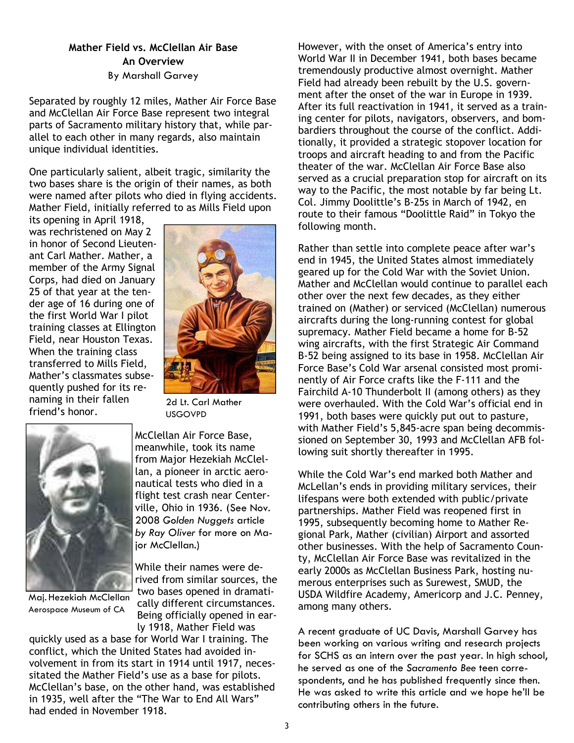## Mather Field vs. McClellan Air Base
### An Overview

By Marshall Garvey

Separated by roughly 12 miles, Mather Air Force Base and McClellan Air Force Base represent two integral parts of Sacramento military history that, while parallel to each other in many regards, also maintain unique individual identities.

One particularly salient, albeit tragic, similarity the two bases share is the origin of their names, as both were named after pilots who died in flying accidents. Mather Field, initially referred to as Mills Field upon its opening in April 1918, was rechristened on May 2 in honor of Second Lieutenant Carl Mather. Mather, a member of the Army Signal Corps, had died on January 25 of that year at the tender age of 16 during one of the first World War I pilot training classes at Ellington Field, near Houston Texas. When the training class transferred to Mills Field, Mather's classmates subsequently pushed for its renaming in their fallen friend's honor.

2d Lt. Carl Mather
USGOVPD

McClellan Air Force Base, meanwhile, took its name from Major Hezekiah McClellan, a pioneer in arctic aeronautical tests who died in a flight test crash near Centerville, Ohio in 1936. (See Nov. 2008 *Golden Nuggets* article *by Ray Oliver* for more on Major McClellan.)

Maj. Hezekiah McClellan
Aerospace Museum of CA

While their names were derived from similar sources, the two bases opened in dramatically different circumstances. Being officially opened in early 1918, Mather Field was quickly used as a base for World War I training. The conflict, which the United States had avoided involvement in from its start in 1914 until 1917, necessitated the Mather Field's use as a base for pilots. McClellan's base, on the other hand, was established in 1935, well after the "The War to End All Wars" had ended in November 1918.

However, with the onset of America's entry into World War II in December 1941, both bases became tremendously productive almost overnight. Mather Field had already been rebuilt by the U.S. government after the onset of the war in Europe in 1939. After its full reactivation in 1941, it served as a training center for pilots, navigators, observers, and bombardiers throughout the course of the conflict. Additionally, it provided a strategic stopover location for troops and aircraft heading to and from the Pacific theater of the war. McClellan Air Force Base also served as a crucial preparation stop for aircraft on its way to the Pacific, the most notable by far being Lt. Col. Jimmy Doolittle's B-25s in March of 1942, en route to their famous "Doolittle Raid" in Tokyo the following month.

Rather than settle into complete peace after war's end in 1945, the United States almost immediately geared up for the Cold War with the Soviet Union. Mather and McClellan would continue to parallel each other over the next few decades, as they either trained on (Mather) or serviced (McClellan) numerous aircrafts during the long-running contest for global supremacy. Mather Field became a home for B-52 wing aircrafts, with the first Strategic Air Command B-52 being assigned to its base in 1958. McClellan Air Force Base's Cold War arsenal consisted most prominently of Air Force crafts like the F-111 and the Fairchild A-10 Thunderbolt II (among others) as they were overhauled. With the Cold War's official end in 1991, both bases were quickly put out to pasture, with Mather Field's 5,845-acre span being decommissioned on September 30, 1993 and McClellan AFB following suit shortly thereafter in 1995.

While the Cold War's end marked both Mather and McLellan's ends in providing military services, their lifespans were both extended with public/private partnerships. Mather Field was reopened first in 1995, subsequently becoming home to Mather Regional Park, Mather (civilian) Airport and assorted other businesses. With the help of Sacramento County, McClellan Air Force Base was revitalized in the early 2000s as McClellan Business Park, hosting numerous enterprises such as Surewest, SMUD, the USDA Wildfire Academy, Americorp and J.C. Penney, among many others.

A recent graduate of UC Davis, Marshall Garvey has been working on various writing and research projects for SCHS as an intern over the past year. In high school, he served as one of the *Sacramento Bee* teen correspondents, and he has published frequently since then. He was asked to write this article and we hope he'll be contributing others in the future.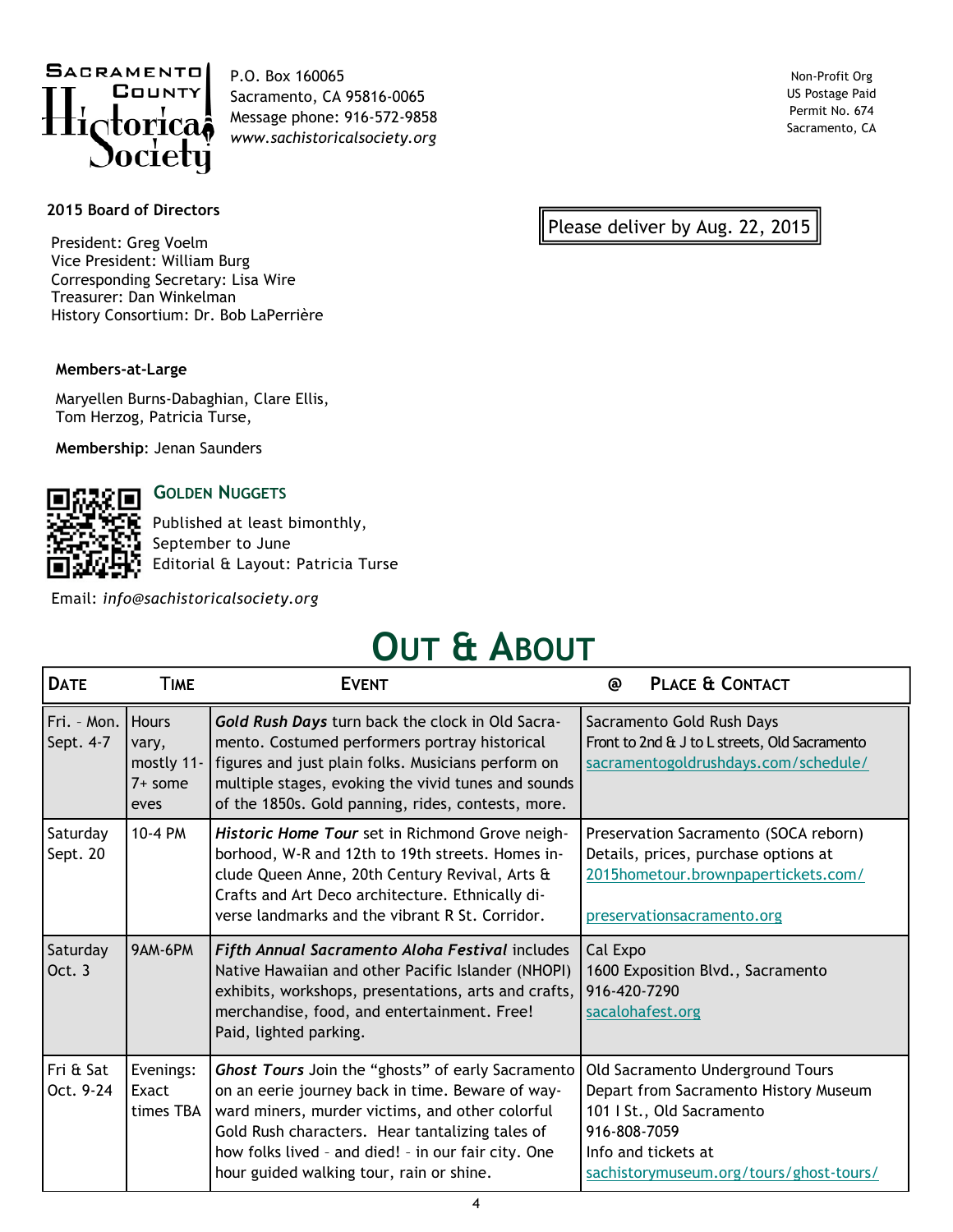Sacramento County Historical Society

P.O. Box 160065
Sacramento, CA 95816-0065
Message phone: 916-572-9858
*www.sachistoricalsociety.org*

Non-Profit Org
US Postage Paid
Permit No. 674
Sacramento, CA

**2015 Board of Directors**

President: Greg Voelm
Vice President: William Burg
Corresponding Secretary: Lisa Wire
Treasurer: Dan Winkelman
History Consortium: Dr. Bob LaPerrière

**Members-at-Large**

Maryellen Burns-Dabaghian, Clare Ellis, Tom Herzog, Patricia Turse,

**Membership**: Jenan Saunders

Please deliver by Aug. 22, 2015

## Golden Nuggets

Published at least bimonthly, September to June
Editorial & Layout: Patricia Turse

Email: *info@sachistoricalsociety.org*

# Out & About

| Date | Time | Event | @ Place & Contact |
|---|---|---|---|
| Fri. - Mon. Sept. 4-7 | Hours vary, mostly 11-7+ some eves | ***Gold Rush Days*** turn back the clock in Old Sacramento. Costumed performers portray historical figures and just plain folks. Musicians perform on multiple stages, evoking the vivid tunes and sounds of the 1850s. Gold panning, rides, contests, more. | Sacramento Gold Rush Days<br>Front to 2nd & J to L streets, Old Sacramento<br>sacramentogoldrushdays.com/schedule/ |
| Saturday Sept. 20 | 10-4 PM | ***Historic Home Tour*** set in Richmond Grove neighborhood, W-R and 12th to 19th streets. Homes include Queen Anne, 20th Century Revival, Arts & Crafts and Art Deco architecture. Ethnically diverse landmarks and the vibrant R St. Corridor. | Preservation Sacramento (SOCA reborn)<br>Details, prices, purchase options at<br>2015hometour.brownpapertickets.com/<br><br>preservationsacramento.org |
| Saturday Oct. 3 | 9AM-6PM | ***Fifth Annual Sacramento Aloha Festival*** includes Native Hawaiian and other Pacific Islander (NHOPI) exhibits, workshops, presentations, arts and crafts, merchandise, food, and entertainment. Free! Paid, lighted parking. | Cal Expo<br>1600 Exposition Blvd., Sacramento<br>916-420-7290<br>sacalohafest.org |
| Fri & Sat Oct. 9-24 | Evenings: Exact times TBA | ***Ghost Tours*** Join the "ghosts" of early Sacramento on an eerie journey back in time. Beware of wayward miners, murder victims, and other colorful Gold Rush characters. Hear tantalizing tales of how folks lived - and died! - in our fair city. One hour guided walking tour, rain or shine. | Old Sacramento Underground Tours<br>Depart from Sacramento History Museum<br>101 I St., Old Sacramento<br>916-808-7059<br>Info and tickets at<br>sachistorymuseum.org/tours/ghost-tours/ |